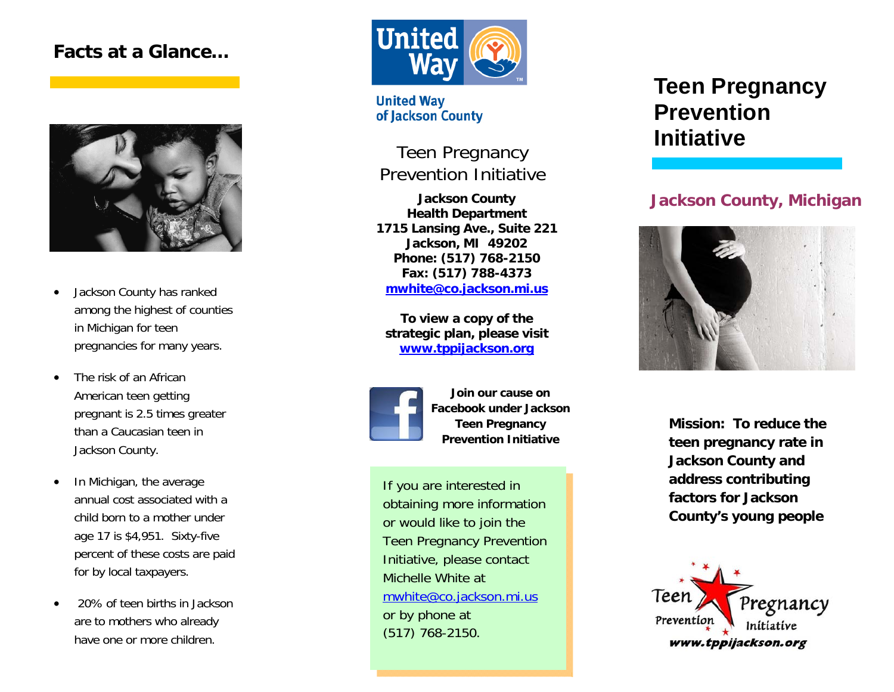## Facts at a Glance…

- Jackson County has ranked among the highest of counties in Michigan for teen pregnancies for many years.
- The risk of an African American teen getting pregnant is 2.5 times greater than a Caucasian teen in Jackson County.
- In Michigan, the average annual cost associated with a child born to a mother under age 17 is $4,951. Sixty-five percent of these costs are paid for by local taxpayers.
- 20% of teen births in Jackson are to mothers who already have one or more children.

United Way

United Way of Jackson County

Teen Pregnancy Prevention Initiative

**Jackson County**
**Health Department**
**1715 Lansing Ave., Suite 221**
**Jackson, MI 49202**
**Phone: (517) 768-2150**
**Fax: (517) 788-4373**
**mwhite@co.jackson.mi.us**

**To view a copy of the strategic plan, please visit www.tppijackson.org**

**Join our cause on Facebook under Jackson Teen Pregnancy Prevention Initiative**

If you are interested in obtaining more information or would like to join the Teen Pregnancy Prevention Initiative, please contact Michelle White at mwhite@co.jackson.mi.us or by phone at (517) 768-2150.

# Teen Pregnancy Prevention Initiative

## Jackson County, Michigan

**Mission: To reduce the teen pregnancy rate in Jackson County and address contributing factors for Jackson County's young people**

Teen Pregnancy Prevention Initiative
www.tppijackson.org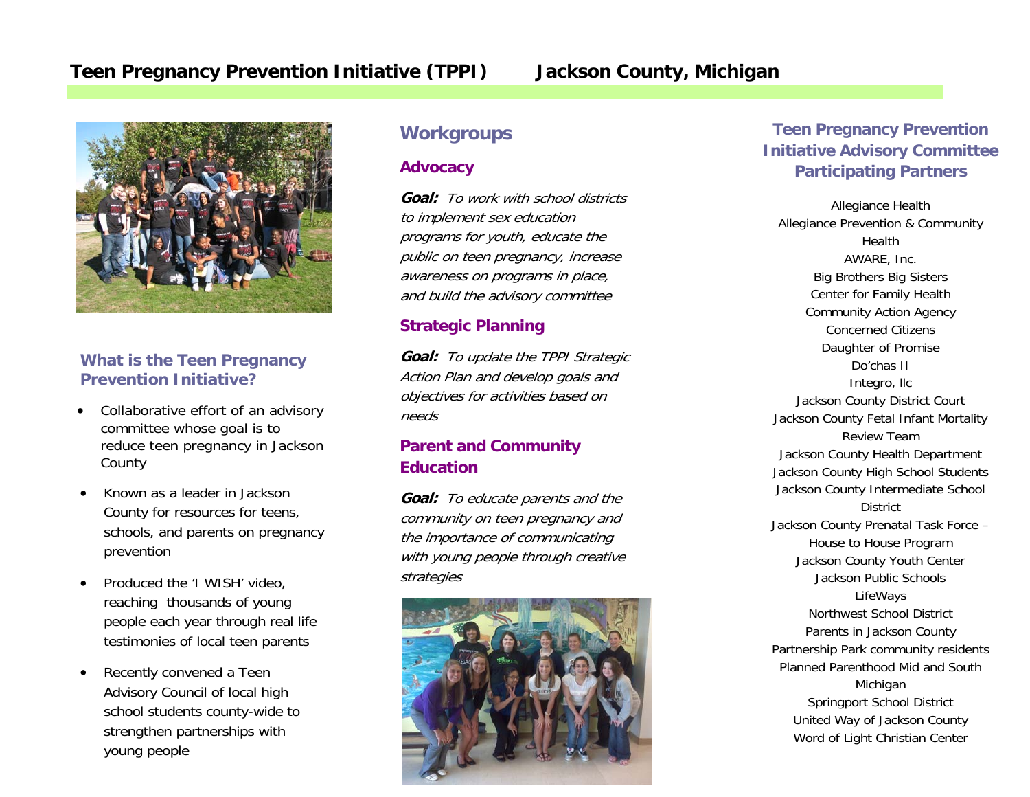# Teen Pregnancy Prevention Initiative (TPPI) Jackson County, Michigan

## What is the Teen Pregnancy Prevention Initiative?

- Collaborative effort of an advisory committee whose goal is to reduce teen pregnancy in Jackson County
- Known as a leader in Jackson County for resources for teens, schools, and parents on pregnancy prevention
- Produced the 'I WISH' video, reaching thousands of young people each year through real life testimonies of local teen parents
- Recently convened a Teen Advisory Council of local high school students county-wide to strengthen partnerships with young people

## Workgroups

### Advocacy

***Goal:*** *To work with school districts to implement sex education programs for youth, educate the public on teen pregnancy, increase awareness on programs in place, and build the advisory committee*

### Strategic Planning

***Goal:*** *To update the TPPI Strategic Action Plan and develop goals and objectives for activities based on needs*

### Parent and Community Education

***Goal:*** *To educate parents and the community on teen pregnancy and the importance of communicating with young people through creative strategies*

## Teen Pregnancy Prevention Initiative Advisory Committee Participating Partners

Allegiance Health
Allegiance Prevention & Community Health
AWARE, Inc.
Big Brothers Big Sisters
Center for Family Health
Community Action Agency
Concerned Citizens
Daughter of Promise
Do'chas II
Integro, llc
Jackson County District Court
Jackson County Fetal Infant Mortality Review Team
Jackson County Health Department
Jackson County High School Students
Jackson County Intermediate School District
Jackson County Prenatal Task Force – House to House Program
Jackson County Youth Center
Jackson Public Schools
LifeWays
Northwest School District
Parents in Jackson County
Partnership Park community residents
Planned Parenthood Mid and South Michigan
Springport School District
United Way of Jackson County
Word of Light Christian Center